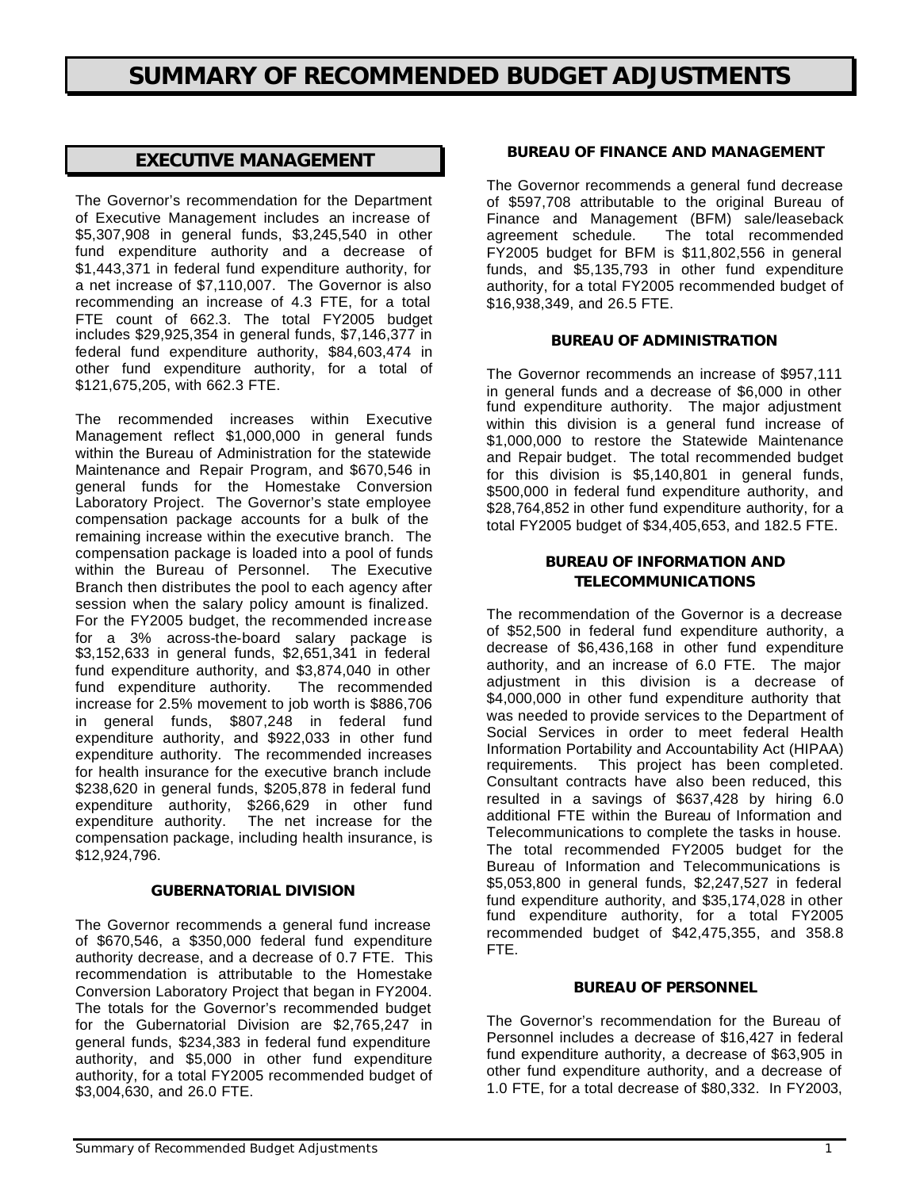# SUMMARY OF RECOMMENDED BUDGET ADJUSTMENTS

## EXECUTIVE MANAGEMENT

The Governor's recommendation for the Department of Executive Management includes an increase of $5,307,908 in general funds, $3,245,540 in other fund expenditure authority and a decrease of $1,443,371 in federal fund expenditure authority, for a net increase of $7,110,007. The Governor is also recommending an increase of 4.3 FTE, for a total FTE count of 662.3. The total FY2005 budget includes $29,925,354 in general funds, $7,146,377 in federal fund expenditure authority, $84,603,474 in other fund expenditure authority, for a total of $121,675,205, with 662.3 FTE.

The recommended increases within Executive Management reflect $1,000,000 in general funds within the Bureau of Administration for the statewide Maintenance and Repair Program, and $670,546 in general funds for the Homestake Conversion Laboratory Project. The Governor's state employee compensation package accounts for a bulk of the remaining increase within the executive branch. The compensation package is loaded into a pool of funds within the Bureau of Personnel. The Executive Branch then distributes the pool to each agency after session when the salary policy amount is finalized. For the FY2005 budget, the recommended increase for a 3% across-the-board salary package is $3,152,633 in general funds, $2,651,341 in federal fund expenditure authority, and $3,874,040 in other fund expenditure authority. The recommended increase for 2.5% movement to job worth is $886,706 in general funds, $807,248 in federal fund expenditure authority, and $922,033 in other fund expenditure authority. The recommended increases for health insurance for the executive branch include $238,620 in general funds, $205,878 in federal fund expenditure authority, $266,629 in other fund expenditure authority. The net increase for the compensation package, including health insurance, is $12,924,796.

### GUBERNATORIAL DIVISION

The Governor recommends a general fund increase of $670,546, a $350,000 federal fund expenditure authority decrease, and a decrease of 0.7 FTE. This recommendation is attributable to the Homestake Conversion Laboratory Project that began in FY2004. The totals for the Governor's recommended budget for the Gubernatorial Division are $2,765,247 in general funds, $234,383 in federal fund expenditure authority, and $5,000 in other fund expenditure authority, for a total FY2005 recommended budget of $3,004,630, and 26.0 FTE.

### BUREAU OF FINANCE AND MANAGEMENT

The Governor recommends a general fund decrease of $597,708 attributable to the original Bureau of Finance and Management (BFM) sale/leaseback agreement schedule. The total recommended FY2005 budget for BFM is $11,802,556 in general funds, and $5,135,793 in other fund expenditure authority, for a total FY2005 recommended budget of $16,938,349, and 26.5 FTE.

### BUREAU OF ADMINISTRATION

The Governor recommends an increase of $957,111 in general funds and a decrease of $6,000 in other fund expenditure authority. The major adjustment within this division is a general fund increase of $1,000,000 to restore the Statewide Maintenance and Repair budget. The total recommended budget for this division is $5,140,801 in general funds, $500,000 in federal fund expenditure authority, and $28,764,852 in other fund expenditure authority, for a total FY2005 budget of $34,405,653, and 182.5 FTE.

### BUREAU OF INFORMATION AND TELECOMMUNICATIONS

The recommendation of the Governor is a decrease of $52,500 in federal fund expenditure authority, a decrease of $6,436,168 in other fund expenditure authority, and an increase of 6.0 FTE. The major adjustment in this division is a decrease of $4,000,000 in other fund expenditure authority that was needed to provide services to the Department of Social Services in order to meet federal Health Information Portability and Accountability Act (HIPAA) requirements. This project has been completed. Consultant contracts have also been reduced, this resulted in a savings of $637,428 by hiring 6.0 additional FTE within the Bureau of Information and Telecommunications to complete the tasks in house. The total recommended FY2005 budget for the Bureau of Information and Telecommunications is $5,053,800 in general funds, $2,247,527 in federal fund expenditure authority, and $35,174,028 in other fund expenditure authority, for a total FY2005 recommended budget of $42,475,355, and 358.8 FTE.

### BUREAU OF PERSONNEL

The Governor's recommendation for the Bureau of Personnel includes a decrease of $16,427 in federal fund expenditure authority, a decrease of $63,905 in other fund expenditure authority, and a decrease of 1.0 FTE, for a total decrease of $80,332. In FY2003,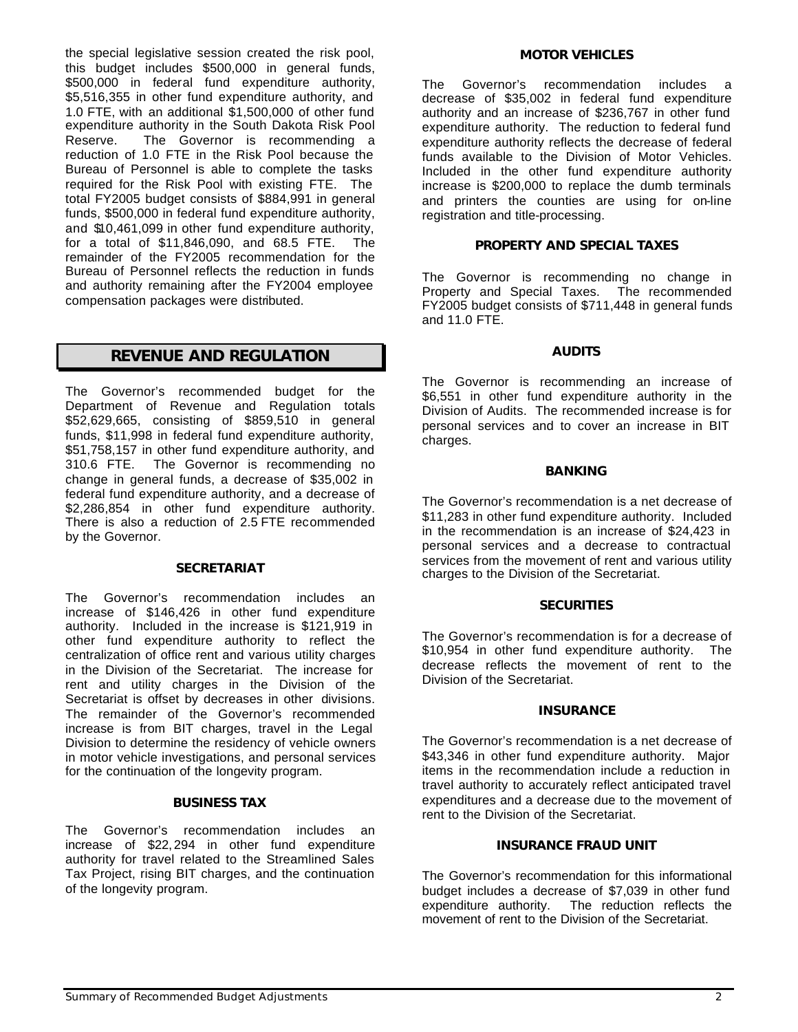the special legislative session created the risk pool, this budget includes $500,000 in general funds, $500,000 in federal fund expenditure authority, $5,516,355 in other fund expenditure authority, and 1.0 FTE, with an additional $1,500,000 of other fund expenditure authority in the South Dakota Risk Pool Reserve. The Governor is recommending a reduction of 1.0 FTE in the Risk Pool because the Bureau of Personnel is able to complete the tasks required for the Risk Pool with existing FTE. The total FY2005 budget consists of $884,991 in general funds, $500,000 in federal fund expenditure authority, and $10,461,099 in other fund expenditure authority, for a total of $11,846,090, and 68.5 FTE. The remainder of the FY2005 recommendation for the Bureau of Personnel reflects the reduction in funds and authority remaining after the FY2004 employee compensation packages were distributed.

## REVENUE AND REGULATION

The Governor's recommended budget for the Department of Revenue and Regulation totals $52,629,665, consisting of $859,510 in general funds, $11,998 in federal fund expenditure authority, $51,758,157 in other fund expenditure authority, and 310.6 FTE. The Governor is recommending no change in general funds, a decrease of $35,002 in federal fund expenditure authority, and a decrease of $2,286,854 in other fund expenditure authority. There is also a reduction of 2.5 FTE recommended by the Governor.

### SECRETARIAT

The Governor's recommendation includes an increase of $146,426 in other fund expenditure authority. Included in the increase is $121,919 in other fund expenditure authority to reflect the centralization of office rent and various utility charges in the Division of the Secretariat. The increase for rent and utility charges in the Division of the Secretariat is offset by decreases in other divisions. The remainder of the Governor's recommended increase is from BIT charges, travel in the Legal Division to determine the residency of vehicle owners in motor vehicle investigations, and personal services for the continuation of the longevity program.

### BUSINESS TAX

The Governor's recommendation includes an increase of $22,294 in other fund expenditure authority for travel related to the Streamlined Sales Tax Project, rising BIT charges, and the continuation of the longevity program.

### MOTOR VEHICLES

The Governor's recommendation includes a decrease of $35,002 in federal fund expenditure authority and an increase of $236,767 in other fund expenditure authority. The reduction to federal fund expenditure authority reflects the decrease of federal funds available to the Division of Motor Vehicles. Included in the other fund expenditure authority increase is $200,000 to replace the dumb terminals and printers the counties are using for on-line registration and title-processing.

### PROPERTY AND SPECIAL TAXES

The Governor is recommending no change in Property and Special Taxes. The recommended FY2005 budget consists of $711,448 in general funds and 11.0 FTE.

### AUDITS

The Governor is recommending an increase of $6,551 in other fund expenditure authority in the Division of Audits. The recommended increase is for personal services and to cover an increase in BIT charges.

### BANKING

The Governor's recommendation is a net decrease of $11,283 in other fund expenditure authority. Included in the recommendation is an increase of $24,423 in personal services and a decrease to contractual services from the movement of rent and various utility charges to the Division of the Secretariat.

### SECURITIES

The Governor's recommendation is for a decrease of $10,954 in other fund expenditure authority. The decrease reflects the movement of rent to the Division of the Secretariat.

### INSURANCE

The Governor's recommendation is a net decrease of $43,346 in other fund expenditure authority. Major items in the recommendation include a reduction in travel authority to accurately reflect anticipated travel expenditures and a decrease due to the movement of rent to the Division of the Secretariat.

### INSURANCE FRAUD UNIT

The Governor's recommendation for this informational budget includes a decrease of $7,039 in other fund expenditure authority. The reduction reflects the movement of rent to the Division of the Secretariat.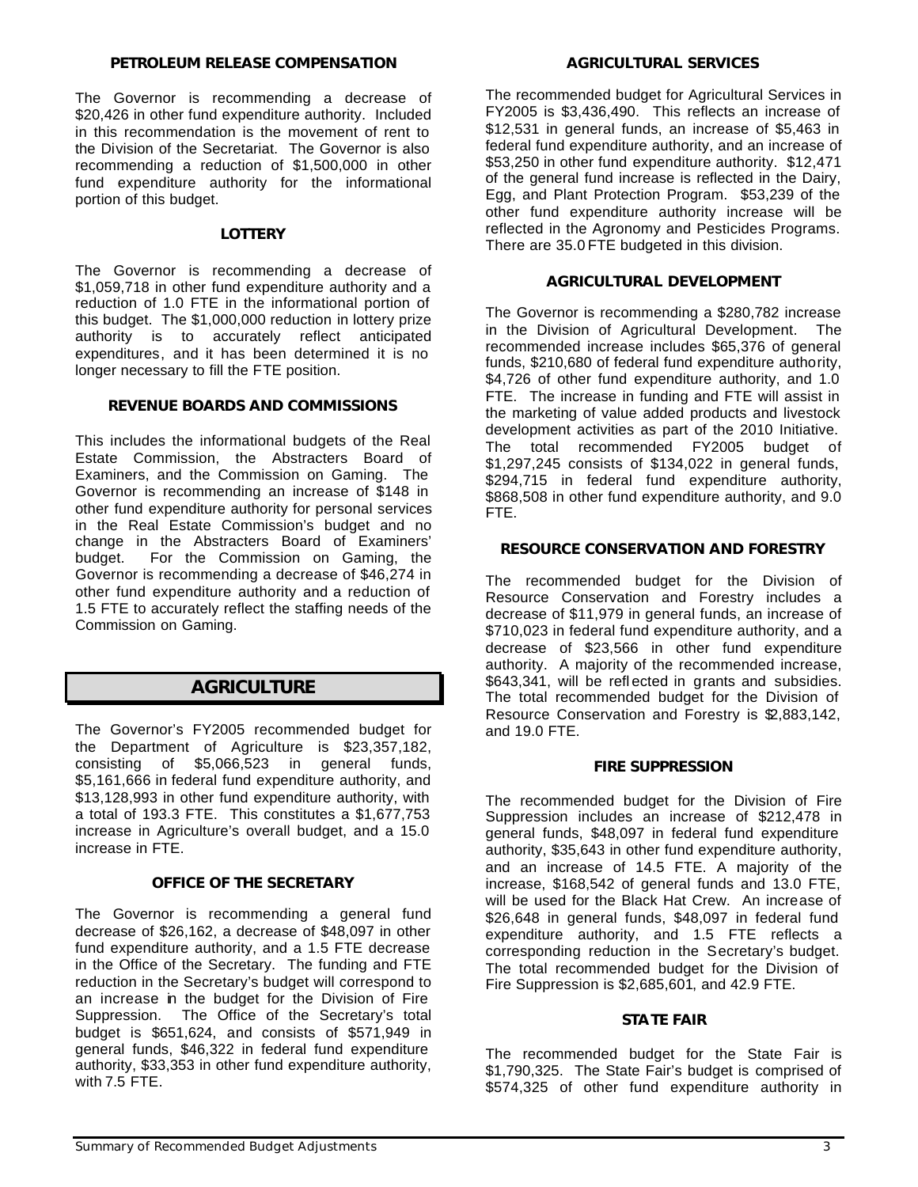#### PETROLEUM RELEASE COMPENSATION

The Governor is recommending a decrease of $20,426 in other fund expenditure authority. Included in this recommendation is the movement of rent to the Division of the Secretariat. The Governor is also recommending a reduction of $1,500,000 in other fund expenditure authority for the informational portion of this budget.

#### LOTTERY

The Governor is recommending a decrease of $1,059,718 in other fund expenditure authority and a reduction of 1.0 FTE in the informational portion of this budget. The $1,000,000 reduction in lottery prize authority is to accurately reflect anticipated expenditures, and it has been determined it is no longer necessary to fill the FTE position.

#### REVENUE BOARDS AND COMMISSIONS

This includes the informational budgets of the Real Estate Commission, the Abstracters Board of Examiners, and the Commission on Gaming. The Governor is recommending an increase of $148 in other fund expenditure authority for personal services in the Real Estate Commission's budget and no change in the Abstracters Board of Examiners' budget. For the Commission on Gaming, the Governor is recommending a decrease of $46,274 in other fund expenditure authority and a reduction of 1.5 FTE to accurately reflect the staffing needs of the Commission on Gaming.

## AGRICULTURE

The Governor's FY2005 recommended budget for the Department of Agriculture is $23,357,182, consisting of $5,066,523 in general funds, $5,161,666 in federal fund expenditure authority, and $13,128,993 in other fund expenditure authority, with a total of 193.3 FTE. This constitutes a $1,677,753 increase in Agriculture's overall budget, and a 15.0 increase in FTE.

#### OFFICE OF THE SECRETARY

The Governor is recommending a general fund decrease of $26,162, a decrease of $48,097 in other fund expenditure authority, and a 1.5 FTE decrease in the Office of the Secretary. The funding and FTE reduction in the Secretary's budget will correspond to an increase in the budget for the Division of Fire Suppression. The Office of the Secretary's total budget is $651,624, and consists of $571,949 in general funds, $46,322 in federal fund expenditure authority, $33,353 in other fund expenditure authority, with 7.5 FTE.

#### AGRICULTURAL SERVICES

The recommended budget for Agricultural Services in FY2005 is $3,436,490. This reflects an increase of $12,531 in general funds, an increase of $5,463 in federal fund expenditure authority, and an increase of $53,250 in other fund expenditure authority. $12,471 of the general fund increase is reflected in the Dairy, Egg, and Plant Protection Program. $53,239 of the other fund expenditure authority increase will be reflected in the Agronomy and Pesticides Programs. There are 35.0 FTE budgeted in this division.

#### AGRICULTURAL DEVELOPMENT

The Governor is recommending a $280,782 increase in the Division of Agricultural Development. The recommended increase includes $65,376 of general funds, $210,680 of federal fund expenditure authority, $4,726 of other fund expenditure authority, and 1.0 FTE. The increase in funding and FTE will assist in the marketing of value added products and livestock development activities as part of the 2010 Initiative. The total recommended FY2005 budget of $1,297,245 consists of $134,022 in general funds, $294,715 in federal fund expenditure authority, $868,508 in other fund expenditure authority, and 9.0 FTE.

#### RESOURCE CONSERVATION AND FORESTRY

The recommended budget for the Division of Resource Conservation and Forestry includes a decrease of $11,979 in general funds, an increase of $710,023 in federal fund expenditure authority, and a decrease of $23,566 in other fund expenditure authority. A majority of the recommended increase, $643,341, will be reflected in grants and subsidies. The total recommended budget for the Division of Resource Conservation and Forestry is $2,883,142, and 19.0 FTE.

#### FIRE SUPPRESSION

The recommended budget for the Division of Fire Suppression includes an increase of $212,478 in general funds, $48,097 in federal fund expenditure authority, $35,643 in other fund expenditure authority, and an increase of 14.5 FTE. A majority of the increase, $168,542 of general funds and 13.0 FTE, will be used for the Black Hat Crew. An increase of $26,648 in general funds, $48,097 in federal fund expenditure authority, and 1.5 FTE reflects a corresponding reduction in the Secretary's budget. The total recommended budget for the Division of Fire Suppression is $2,685,601, and 42.9 FTE.

#### STATE FAIR

The recommended budget for the State Fair is $1,790,325. The State Fair's budget is comprised of $574,325 of other fund expenditure authority in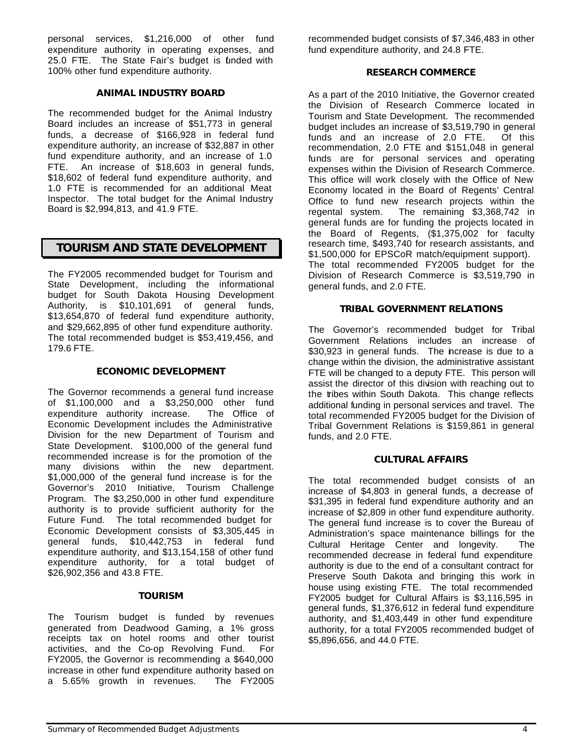personal services, $1,216,000 of other fund expenditure authority in operating expenses, and 25.0 FTE. The State Fair's budget is funded with 100% other fund expenditure authority.

### ANIMAL INDUSTRY BOARD

The recommended budget for the Animal Industry Board includes an increase of $51,773 in general funds, a decrease of $166,928 in federal fund expenditure authority, an increase of $32,887 in other fund expenditure authority, and an increase of 1.0 FTE. An increase of $18,603 in general funds, $18,602 of federal fund expenditure authority, and 1.0 FTE is recommended for an additional Meat Inspector. The total budget for the Animal Industry Board is $2,994,813, and 41.9 FTE.

## TOURISM AND STATE DEVELOPMENT

The FY2005 recommended budget for Tourism and State Development, including the informational budget for South Dakota Housing Development Authority, is $10,101,691 of general funds, $13,654,870 of federal fund expenditure authority, and $29,662,895 of other fund expenditure authority. The total recommended budget is $53,419,456, and 179.6 FTE.

### ECONOMIC DEVELOPMENT

The Governor recommends a general fund increase of $1,100,000 and a $3,250,000 other fund expenditure authority increase. The Office of Economic Development includes the Administrative Division for the new Department of Tourism and State Development. $100,000 of the general fund recommended increase is for the promotion of the many divisions within the new department. $1,000,000 of the general fund increase is for the Governor's 2010 Initiative, Tourism Challenge Program. The $3,250,000 in other fund expenditure authority is to provide sufficient authority for the Future Fund. The total recommended budget for Economic Development consists of $3,305,445 in general funds, $10,442,753 in federal fund expenditure authority, and $13,154,158 of other fund expenditure authority, for a total budget of $26,902,356 and 43.8 FTE.

### TOURISM

The Tourism budget is funded by revenues generated from Deadwood Gaming, a 1% gross receipts tax on hotel rooms and other tourist activities, and the Co-op Revolving Fund. For FY2005, the Governor is recommending a $640,000 increase in other fund expenditure authority based on a 5.65% growth in revenues. The FY2005 recommended budget consists of $7,346,483 in other fund expenditure authority, and 24.8 FTE.

### RESEARCH COMMERCE

As a part of the 2010 Initiative, the Governor created the Division of Research Commerce located in Tourism and State Development. The recommended budget includes an increase of $3,519,790 in general funds and an increase of 2.0 FTE. Of this recommendation, 2.0 FTE and $151,048 in general funds are for personal services and operating expenses within the Division of Research Commerce. This office will work closely with the Office of New Economy located in the Board of Regents' Central Office to fund new research projects within the regental system. The remaining $3,368,742 in general funds are for funding the projects located in the Board of Regents, ($1,375,002 for faculty research time, $493,740 for research assistants, and $1,500,000 for EPSCoR match/equipment support). The total recommended FY2005 budget for the Division of Research Commerce is $3,519,790 in general funds, and 2.0 FTE.

### TRIBAL GOVERNMENT RELATIONS

The Governor's recommended budget for Tribal Government Relations includes an increase of $30,923 in general funds. The increase is due to a change within the division, the administrative assistant FTE will be changed to a deputy FTE. This person will assist the director of this division with reaching out to the tribes within South Dakota. This change reflects additional funding in personal services and travel. The total recommended FY2005 budget for the Division of Tribal Government Relations is $159,861 in general funds, and 2.0 FTE.

### CULTURAL AFFAIRS

The total recommended budget consists of an increase of $4,803 in general funds, a decrease of $31,395 in federal fund expenditure authority and an increase of $2,809 in other fund expenditure authority. The general fund increase is to cover the Bureau of Administration's space maintenance billings for the Cultural Heritage Center and longevity. The recommended decrease in federal fund expenditure authority is due to the end of a consultant contract for Preserve South Dakota and bringing this work in house using existing FTE. The total recommended FY2005 budget for Cultural Affairs is $3,116,595 in general funds, $1,376,612 in federal fund expenditure authority, and $1,403,449 in other fund expenditure authority, for a total FY2005 recommended budget of $5,896,656, and 44.0 FTE.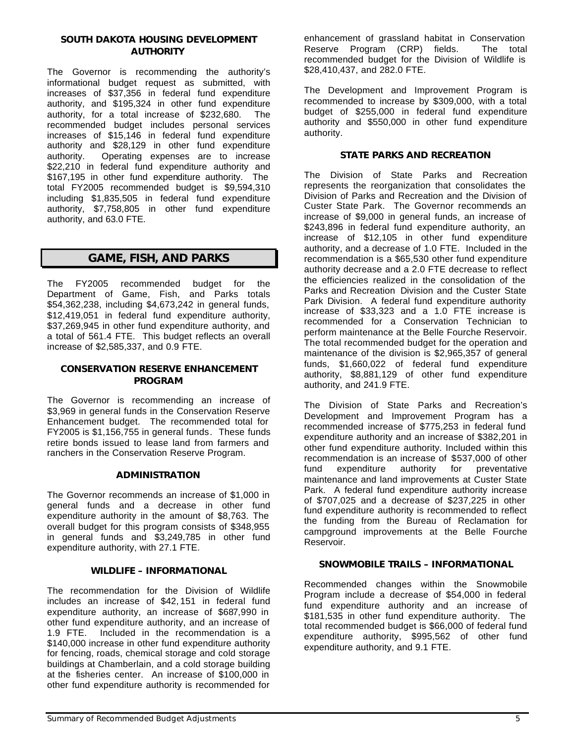### SOUTH DAKOTA HOUSING DEVELOPMENT AUTHORITY

The Governor is recommending the authority's informational budget request as submitted, with increases of $37,356 in federal fund expenditure authority, and $195,324 in other fund expenditure authority, for a total increase of $232,680. The recommended budget includes personal services increases of $15,146 in federal fund expenditure authority and $28,129 in other fund expenditure authority. Operating expenses are to increase $22,210 in federal fund expenditure authority and $167,195 in other fund expenditure authority. The total FY2005 recommended budget is $9,594,310 including $1,835,505 in federal fund expenditure authority, $7,758,805 in other fund expenditure authority, and 63.0 FTE.

## GAME, FISH, AND PARKS

The FY2005 recommended budget for the Department of Game, Fish, and Parks totals $54,362,238, including $4,673,242 in general funds, $12,419,051 in federal fund expenditure authority, $37,269,945 in other fund expenditure authority, and a total of 561.4 FTE. This budget reflects an overall increase of $2,585,337, and 0.9 FTE.

### CONSERVATION RESERVE ENHANCEMENT PROGRAM

The Governor is recommending an increase of $3,969 in general funds in the Conservation Reserve Enhancement budget. The recommended total for FY2005 is $1,156,755 in general funds. These funds retire bonds issued to lease land from farmers and ranchers in the Conservation Reserve Program.

### ADMINISTRATION

The Governor recommends an increase of $1,000 in general funds and a decrease in other fund expenditure authority in the amount of $8,763. The overall budget for this program consists of $348,955 in general funds and $3,249,785 in other fund expenditure authority, with 27.1 FTE.

### WILDLIFE – INFORMATIONAL

The recommendation for the Division of Wildlife includes an increase of $42,151 in federal fund expenditure authority, an increase of $687,990 in other fund expenditure authority, and an increase of 1.9 FTE. Included in the recommendation is a $140,000 increase in other fund expenditure authority for fencing, roads, chemical storage and cold storage buildings at Chamberlain, and a cold storage building at the fisheries center. An increase of $100,000 in other fund expenditure authority is recommended for enhancement of grassland habitat in Conservation Reserve Program (CRP) fields. The total recommended budget for the Division of Wildlife is $28,410,437, and 282.0 FTE.

The Development and Improvement Program is recommended to increase by $309,000, with a total budget of $255,000 in federal fund expenditure authority and $550,000 in other fund expenditure authority.

### STATE PARKS AND RECREATION

The Division of State Parks and Recreation represents the reorganization that consolidates the Division of Parks and Recreation and the Division of Custer State Park. The Governor recommends an increase of $9,000 in general funds, an increase of $243,896 in federal fund expenditure authority, an increase of $12,105 in other fund expenditure authority, and a decrease of 1.0 FTE. Included in the recommendation is a $65,530 other fund expenditure authority decrease and a 2.0 FTE decrease to reflect the efficiencies realized in the consolidation of the Parks and Recreation Division and the Custer State Park Division. A federal fund expenditure authority increase of $33,323 and a 1.0 FTE increase is recommended for a Conservation Technician to perform maintenance at the Belle Fourche Reservoir. The total recommended budget for the operation and maintenance of the division is $2,965,357 of general funds, $1,660,022 of federal fund expenditure authority, $8,881,129 of other fund expenditure authority, and 241.9 FTE.

The Division of State Parks and Recreation's Development and Improvement Program has a recommended increase of $775,253 in federal fund expenditure authority and an increase of $382,201 in other fund expenditure authority. Included within this recommendation is an increase of $537,000 of other fund expenditure authority for preventative maintenance and land improvements at Custer State Park. A federal fund expenditure authority increase of $707,025 and a decrease of $237,225 in other fund expenditure authority is recommended to reflect the funding from the Bureau of Reclamation for campground improvements at the Belle Fourche Reservoir.

### SNOWMOBILE TRAILS – INFORMATIONAL

Recommended changes within the Snowmobile Program include a decrease of $54,000 in federal fund expenditure authority and an increase of $181,535 in other fund expenditure authority. The total recommended budget is $66,000 of federal fund expenditure authority, $995,562 of other fund expenditure authority, and 9.1 FTE.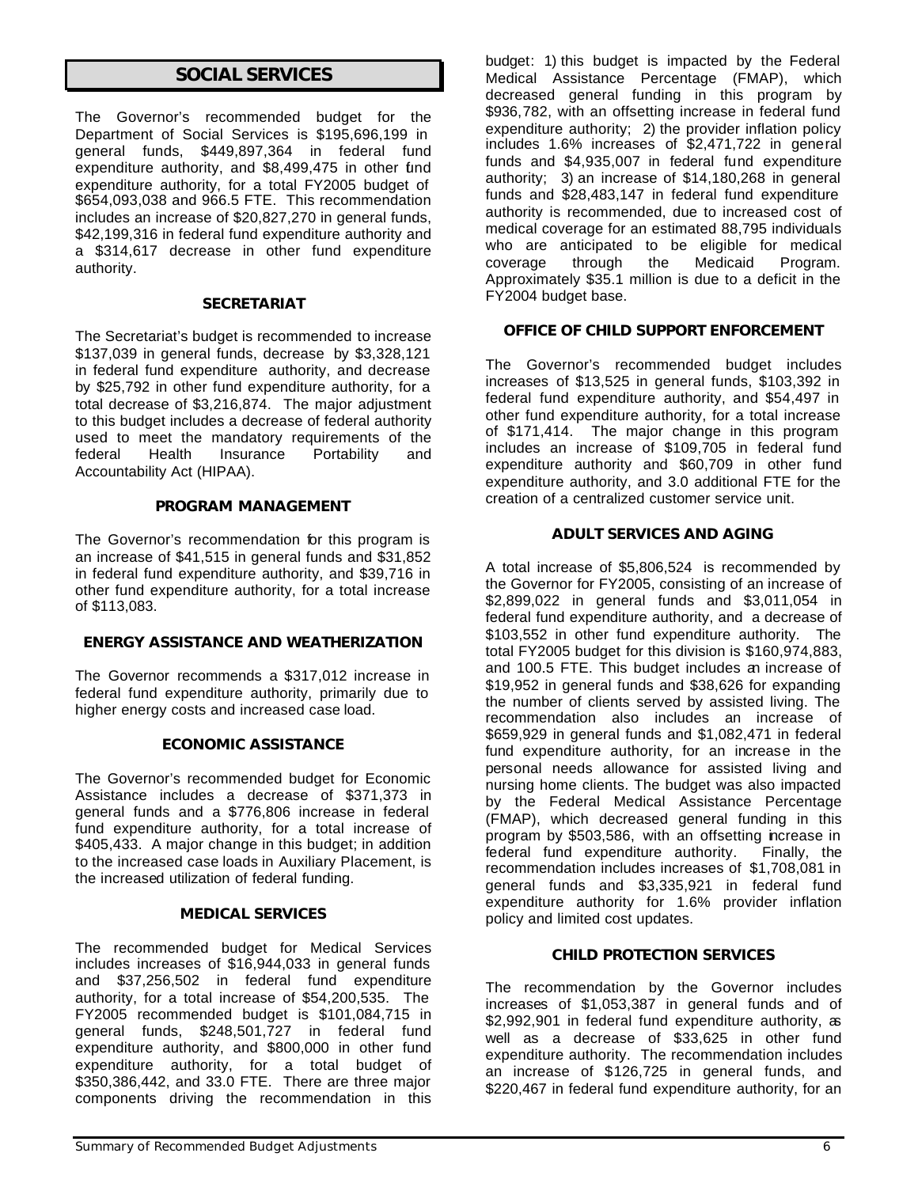## SOCIAL SERVICES

The Governor's recommended budget for the Department of Social Services is $195,696,199 in general funds, $449,897,364 in federal fund expenditure authority, and $8,499,475 in other fund expenditure authority, for a total FY2005 budget of $654,093,038 and 966.5 FTE. This recommendation includes an increase of $20,827,270 in general funds, $42,199,316 in federal fund expenditure authority and a $314,617 decrease in other fund expenditure authority.

### SECRETARIAT

The Secretariat's budget is recommended to increase $137,039 in general funds, decrease by $3,328,121 in federal fund expenditure authority, and decrease by $25,792 in other fund expenditure authority, for a total decrease of $3,216,874. The major adjustment to this budget includes a decrease of federal authority used to meet the mandatory requirements of the federal Health Insurance Portability and Accountability Act (HIPAA).

### PROGRAM MANAGEMENT

The Governor's recommendation for this program is an increase of $41,515 in general funds and $31,852 in federal fund expenditure authority, and $39,716 in other fund expenditure authority, for a total increase of $113,083.

### ENERGY ASSISTANCE AND WEATHERIZATION

The Governor recommends a $317,012 increase in federal fund expenditure authority, primarily due to higher energy costs and increased case load.

### ECONOMIC ASSISTANCE

The Governor's recommended budget for Economic Assistance includes a decrease of $371,373 in general funds and a $776,806 increase in federal fund expenditure authority, for a total increase of $405,433. A major change in this budget; in addition to the increased case loads in Auxiliary Placement, is the increased utilization of federal funding.

### MEDICAL SERVICES

The recommended budget for Medical Services includes increases of $16,944,033 in general funds and $37,256,502 in federal fund expenditure authority, for a total increase of $54,200,535. The FY2005 recommended budget is $101,084,715 in general funds, $248,501,727 in federal fund expenditure authority, and $800,000 in other fund expenditure authority, for a total budget of $350,386,442, and 33.0 FTE. There are three major components driving the recommendation in this budget: 1) this budget is impacted by the Federal Medical Assistance Percentage (FMAP), which decreased general funding in this program by $936,782, with an offsetting increase in federal fund expenditure authority; 2) the provider inflation policy includes 1.6% increases of $2,471,722 in general funds and $4,935,007 in federal fund expenditure authority; 3) an increase of $14,180,268 in general funds and $28,483,147 in federal fund expenditure authority is recommended, due to increased cost of medical coverage for an estimated 88,795 individuals who are anticipated to be eligible for medical coverage through the Medicaid Program. Approximately $35.1 million is due to a deficit in the FY2004 budget base.

### OFFICE OF CHILD SUPPORT ENFORCEMENT

The Governor's recommended budget includes increases of $13,525 in general funds, $103,392 in federal fund expenditure authority, and $54,497 in other fund expenditure authority, for a total increase of $171,414. The major change in this program includes an increase of $109,705 in federal fund expenditure authority and $60,709 in other fund expenditure authority, and 3.0 additional FTE for the creation of a centralized customer service unit.

### ADULT SERVICES AND AGING

A total increase of $5,806,524 is recommended by the Governor for FY2005, consisting of an increase of $2,899,022 in general funds and $3,011,054 in federal fund expenditure authority, and a decrease of $103,552 in other fund expenditure authority. The total FY2005 budget for this division is $160,974,883, and 100.5 FTE. This budget includes an increase of $19,952 in general funds and $38,626 for expanding the number of clients served by assisted living. The recommendation also includes an increase of $659,929 in general funds and $1,082,471 in federal fund expenditure authority, for an increase in the personal needs allowance for assisted living and nursing home clients. The budget was also impacted by the Federal Medical Assistance Percentage (FMAP), which decreased general funding in this program by $503,586, with an offsetting increase in federal fund expenditure authority. Finally, the recommendation includes increases of $1,708,081 in general funds and $3,335,921 in federal fund expenditure authority for 1.6% provider inflation policy and limited cost updates.

### CHILD PROTECTION SERVICES

The recommendation by the Governor includes increases of $1,053,387 in general funds and of $2,992,901 in federal fund expenditure authority, as well as a decrease of $33,625 in other fund expenditure authority. The recommendation includes an increase of $126,725 in general funds, and $220,467 in federal fund expenditure authority, for an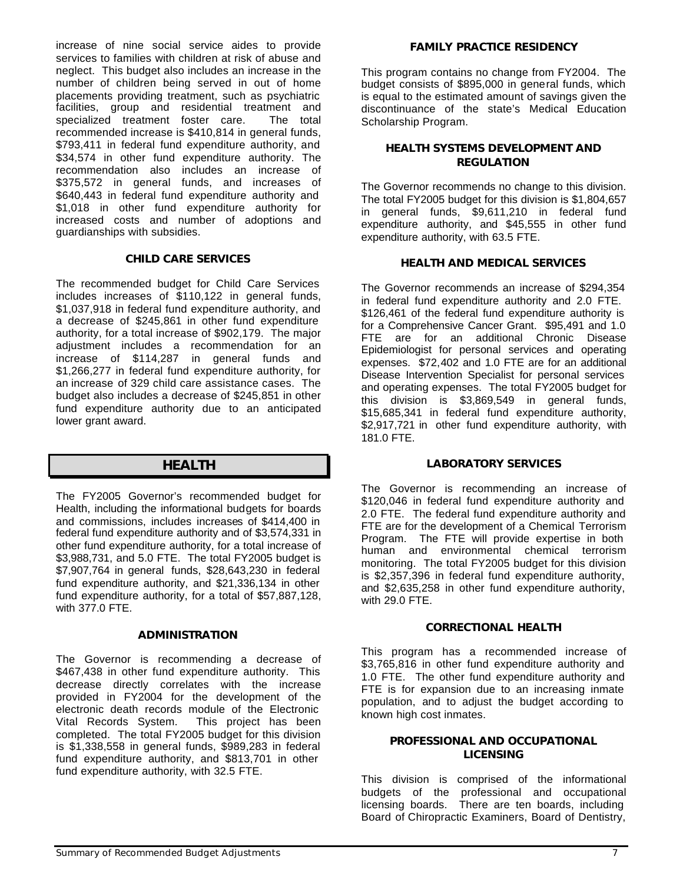increase of nine social service aides to provide services to families with children at risk of abuse and neglect. This budget also includes an increase in the number of children being served in out of home placements providing treatment, such as psychiatric facilities, group and residential treatment and specialized treatment foster care. The total recommended increase is $410,814 in general funds, $793,411 in federal fund expenditure authority, and $34,574 in other fund expenditure authority. The recommendation also includes an increase of $375,572 in general funds, and increases of $640,443 in federal fund expenditure authority and $1,018 in other fund expenditure authority for increased costs and number of adoptions and guardianships with subsidies.

### CHILD CARE SERVICES

The recommended budget for Child Care Services includes increases of $110,122 in general funds, $1,037,918 in federal fund expenditure authority, and a decrease of $245,861 in other fund expenditure authority, for a total increase of $902,179. The major adjustment includes a recommendation for an increase of $114,287 in general funds and $1,266,277 in federal fund expenditure authority, for an increase of 329 child care assistance cases. The budget also includes a decrease of $245,851 in other fund expenditure authority due to an anticipated lower grant award.

## HEALTH

The FY2005 Governor's recommended budget for Health, including the informational budgets for boards and commissions, includes increases of $414,400 in federal fund expenditure authority and of $3,574,331 in other fund expenditure authority, for a total increase of $3,988,731, and 5.0 FTE. The total FY2005 budget is $7,907,764 in general funds, $28,643,230 in federal fund expenditure authority, and $21,336,134 in other fund expenditure authority, for a total of $57,887,128, with 377.0 FTE.

### ADMINISTRATION

The Governor is recommending a decrease of $467,438 in other fund expenditure authority. This decrease directly correlates with the increase provided in FY2004 for the development of the electronic death records module of the Electronic Vital Records System. This project has been completed. The total FY2005 budget for this division is $1,338,558 in general funds, $989,283 in federal fund expenditure authority, and $813,701 in other fund expenditure authority, with 32.5 FTE.

### FAMILY PRACTICE RESIDENCY

This program contains no change from FY2004. The budget consists of $895,000 in general funds, which is equal to the estimated amount of savings given the discontinuance of the state's Medical Education Scholarship Program.

### HEALTH SYSTEMS DEVELOPMENT AND REGULATION

The Governor recommends no change to this division. The total FY2005 budget for this division is $1,804,657 in general funds, $9,611,210 in federal fund expenditure authority, and $45,555 in other fund expenditure authority, with 63.5 FTE.

### HEALTH AND MEDICAL SERVICES

The Governor recommends an increase of $294,354 in federal fund expenditure authority and 2.0 FTE. $126,461 of the federal fund expenditure authority is for a Comprehensive Cancer Grant. $95,491 and 1.0 FTE are for an additional Chronic Disease Epidemiologist for personal services and operating expenses. $72,402 and 1.0 FTE are for an additional Disease Intervention Specialist for personal services and operating expenses. The total FY2005 budget for this division is $3,869,549 in general funds, $15,685,341 in federal fund expenditure authority, $2,917,721 in other fund expenditure authority, with 181.0 FTE.

### LABORATORY SERVICES

The Governor is recommending an increase of $120,046 in federal fund expenditure authority and 2.0 FTE. The federal fund expenditure authority and FTE are for the development of a Chemical Terrorism Program. The FTE will provide expertise in both human and environmental chemical terrorism monitoring. The total FY2005 budget for this division is $2,357,396 in federal fund expenditure authority, and $2,635,258 in other fund expenditure authority, with 29.0 FTE.

### CORRECTIONAL HEALTH

This program has a recommended increase of $3,765,816 in other fund expenditure authority and 1.0 FTE. The other fund expenditure authority and FTE is for expansion due to an increasing inmate population, and to adjust the budget according to known high cost inmates.

### PROFESSIONAL AND OCCUPATIONAL LICENSING

This division is comprised of the informational budgets of the professional and occupational licensing boards. There are ten boards, including Board of Chiropractic Examiners, Board of Dentistry,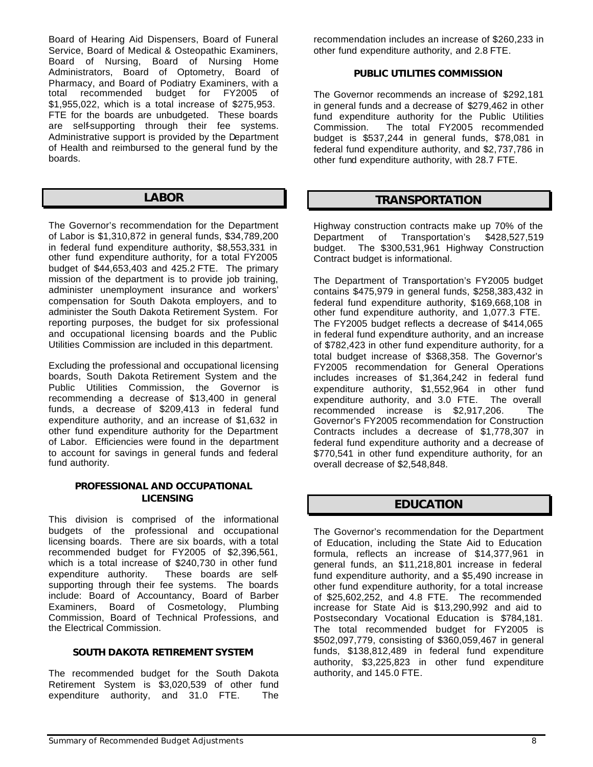Board of Hearing Aid Dispensers, Board of Funeral Service, Board of Medical & Osteopathic Examiners, Board of Nursing, Board of Nursing Home Administrators, Board of Optometry, Board of Pharmacy, and Board of Podiatry Examiners, with a total recommended budget for FY2005 of $1,955,022, which is a total increase of $275,953. FTE for the boards are unbudgeted. These boards are self-supporting through their fee systems. Administrative support is provided by the Department of Health and reimbursed to the general fund by the boards.

## LABOR

The Governor's recommendation for the Department of Labor is $1,310,872 in general funds, $34,789,200 in federal fund expenditure authority, $8,553,331 in other fund expenditure authority, for a total FY2005 budget of $44,653,403 and 425.2 FTE. The primary mission of the department is to provide job training, administer unemployment insurance and workers' compensation for South Dakota employers, and to administer the South Dakota Retirement System. For reporting purposes, the budget for six professional and occupational licensing boards and the Public Utilities Commission are included in this department.

Excluding the professional and occupational licensing boards, South Dakota Retirement System and the Public Utilities Commission, the Governor is recommending a decrease of $13,400 in general funds, a decrease of $209,413 in federal fund expenditure authority, and an increase of $1,632 in other fund expenditure authority for the Department of Labor. Efficiencies were found in the department to account for savings in general funds and federal fund authority.

### PROFESSIONAL AND OCCUPATIONAL LICENSING

This division is comprised of the informational budgets of the professional and occupational licensing boards. There are six boards, with a total recommended budget for FY2005 of $2,396,561, which is a total increase of $240,730 in other fund expenditure authority. These boards are self-supporting through their fee systems. The boards include: Board of Accountancy, Board of Barber Examiners, Board of Cosmetology, Plumbing Commission, Board of Technical Professions, and the Electrical Commission.

### SOUTH DAKOTA RETIREMENT SYSTEM

The recommended budget for the South Dakota Retirement System is $3,020,539 of other fund expenditure authority, and 31.0 FTE. The recommendation includes an increase of $260,233 in other fund expenditure authority, and 2.8 FTE.

### PUBLIC UTILITIES COMMISSION

The Governor recommends an increase of $292,181 in general funds and a decrease of $279,462 in other fund expenditure authority for the Public Utilities Commission. The total FY2005 recommended budget is $537,244 in general funds, $78,081 in federal fund expenditure authority, and $2,737,786 in other fund expenditure authority, with 28.7 FTE.

## TRANSPORTATION

Highway construction contracts make up 70% of the Department of Transportation's $428,527,519 budget. The $300,531,961 Highway Construction Contract budget is informational.

The Department of Transportation's FY2005 budget contains $475,979 in general funds, $258,383,432 in federal fund expenditure authority, $169,668,108 in other fund expenditure authority, and 1,077.3 FTE. The FY2005 budget reflects a decrease of $414,065 in federal fund expenditure authority, and an increase of $782,423 in other fund expenditure authority, for a total budget increase of $368,358. The Governor's FY2005 recommendation for General Operations includes increases of $1,364,242 in federal fund expenditure authority, $1,552,964 in other fund expenditure authority, and 3.0 FTE. The overall recommended increase is $2,917,206. The Governor's FY2005 recommendation for Construction Contracts includes a decrease of $1,778,307 in federal fund expenditure authority and a decrease of $770,541 in other fund expenditure authority, for an overall decrease of $2,548,848.

## EDUCATION

The Governor's recommendation for the Department of Education, including the State Aid to Education formula, reflects an increase of $14,377,961 in general funds, an $11,218,801 increase in federal fund expenditure authority, and a $5,490 increase in other fund expenditure authority, for a total increase of $25,602,252, and 4.8 FTE. The recommended increase for State Aid is $13,290,992 and aid to Postsecondary Vocational Education is $784,181. The total recommended budget for FY2005 is $502,097,779, consisting of $360,059,467 in general funds, $138,812,489 in federal fund expenditure authority, $3,225,823 in other fund expenditure authority, and 145.0 FTE.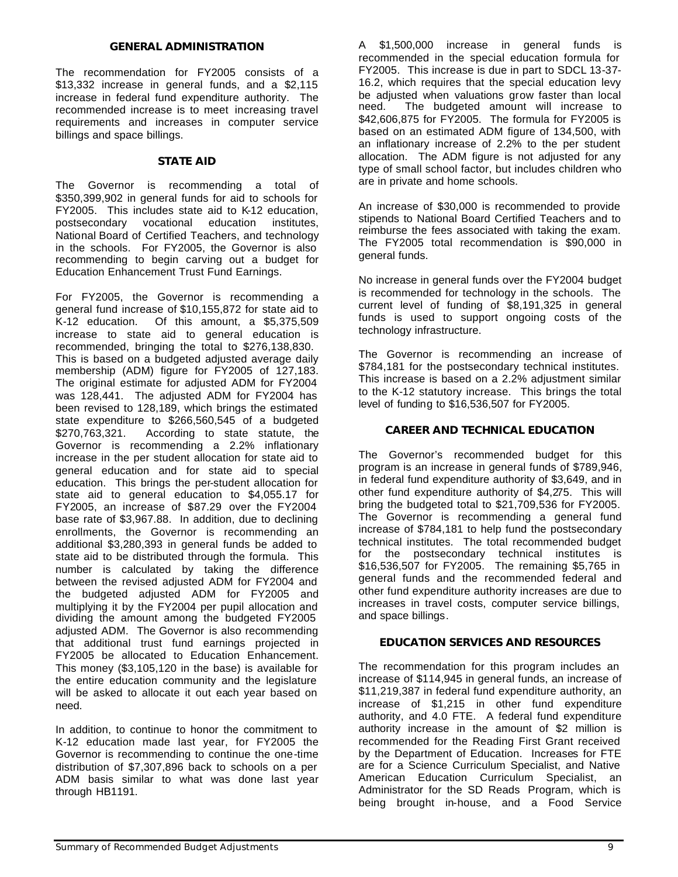## GENERAL ADMINISTRATION

The recommendation for FY2005 consists of a $13,332 increase in general funds, and a $2,115 increase in federal fund expenditure authority. The recommended increase is to meet increasing travel requirements and increases in computer service billings and space billings.

## STATE AID

The Governor is recommending a total of $350,399,902 in general funds for aid to schools for FY2005. This includes state aid to K-12 education, postsecondary vocational education institutes, National Board of Certified Teachers, and technology in the schools. For FY2005, the Governor is also recommending to begin carving out a budget for Education Enhancement Trust Fund Earnings.

For FY2005, the Governor is recommending a general fund increase of $10,155,872 for state aid to K-12 education. Of this amount, a $5,375,509 increase to state aid to general education is recommended, bringing the total to $276,138,830. This is based on a budgeted adjusted average daily membership (ADM) figure for FY2005 of 127,183. The original estimate for adjusted ADM for FY2004 was 128,441. The adjusted ADM for FY2004 has been revised to 128,189, which brings the estimated state expenditure to $266,560,545 of a budgeted $270,763,321. According to state statute, the Governor is recommending a 2.2% inflationary increase in the per student allocation for state aid to general education and for state aid to special education. This brings the per-student allocation for state aid to general education to $4,055.17 for FY2005, an increase of $87.29 over the FY2004 base rate of $3,967.88. In addition, due to declining enrollments, the Governor is recommending an additional $3,280,393 in general funds be added to state aid to be distributed through the formula. This number is calculated by taking the difference between the revised adjusted ADM for FY2004 and the budgeted adjusted ADM for FY2005 and multiplying it by the FY2004 per pupil allocation and dividing the amount among the budgeted FY2005 adjusted ADM. The Governor is also recommending that additional trust fund earnings projected in FY2005 be allocated to Education Enhancement. This money ($3,105,120 in the base) is available for the entire education community and the legislature will be asked to allocate it out each year based on need.

In addition, to continue to honor the commitment to K-12 education made last year, for FY2005 the Governor is recommending to continue the one-time distribution of $7,307,896 back to schools on a per ADM basis similar to what was done last year through HB1191.

A $1,500,000 increase in general funds is recommended in the special education formula for FY2005. This increase is due in part to SDCL 13-37-16.2, which requires that the special education levy be adjusted when valuations grow faster than local need. The budgeted amount will increase to $42,606,875 for FY2005. The formula for FY2005 is based on an estimated ADM figure of 134,500, with an inflationary increase of 2.2% to the per student allocation. The ADM figure is not adjusted for any type of small school factor, but includes children who are in private and home schools.

An increase of $30,000 is recommended to provide stipends to National Board Certified Teachers and to reimburse the fees associated with taking the exam. The FY2005 total recommendation is $90,000 in general funds.

No increase in general funds over the FY2004 budget is recommended for technology in the schools. The current level of funding of $8,191,325 in general funds is used to support ongoing costs of the technology infrastructure.

The Governor is recommending an increase of $784,181 for the postsecondary technical institutes. This increase is based on a 2.2% adjustment similar to the K-12 statutory increase. This brings the total level of funding to $16,536,507 for FY2005.

## CAREER AND TECHNICAL EDUCATION

The Governor's recommended budget for this program is an increase in general funds of $789,946, in federal fund expenditure authority of $3,649, and in other fund expenditure authority of $4,275. This will bring the budgeted total to $21,709,536 for FY2005. The Governor is recommending a general fund increase of $784,181 to help fund the postsecondary technical institutes. The total recommended budget for the postsecondary technical institutes is $16,536,507 for FY2005. The remaining $5,765 in general funds and the recommended federal and other fund expenditure authority increases are due to increases in travel costs, computer service billings, and space billings.

## EDUCATION SERVICES AND RESOURCES

The recommendation for this program includes an increase of $114,945 in general funds, an increase of $11,219,387 in federal fund expenditure authority, an increase of $1,215 in other fund expenditure authority, and 4.0 FTE. A federal fund expenditure authority increase in the amount of $2 million is recommended for the Reading First Grant received by the Department of Education. Increases for FTE are for a Science Curriculum Specialist, and Native American Education Curriculum Specialist, an Administrator for the SD Reads Program, which is being brought in-house, and a Food Service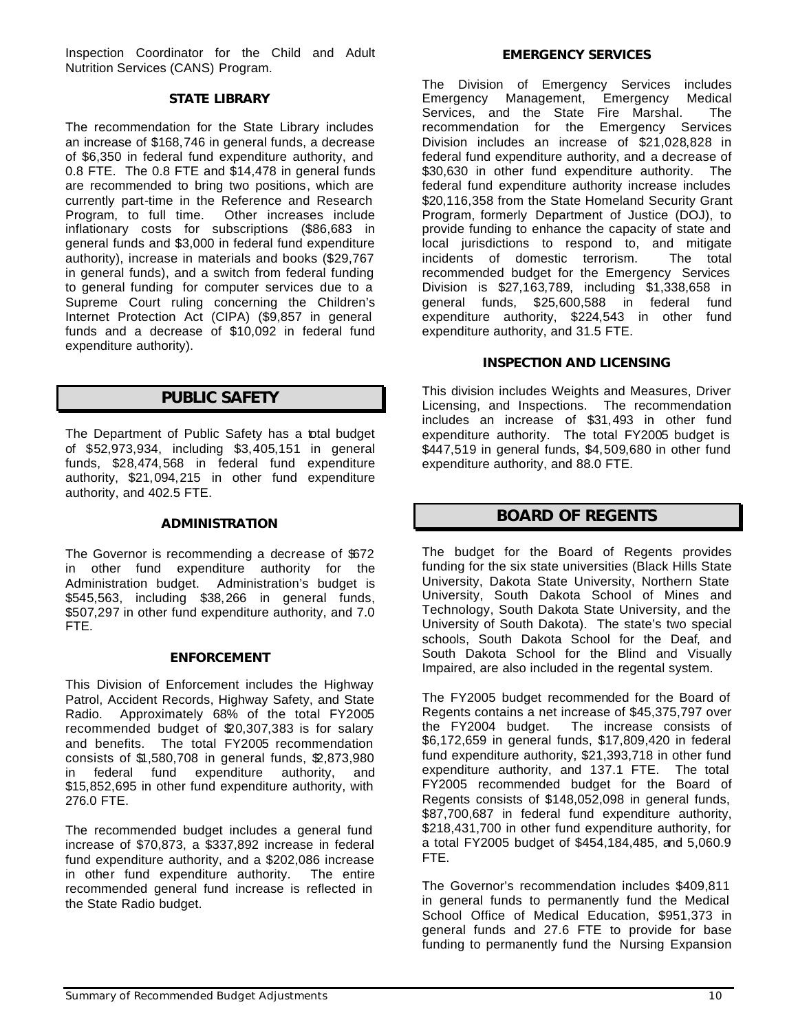Inspection Coordinator for the Child and Adult Nutrition Services (CANS) Program.

### STATE LIBRARY

The recommendation for the State Library includes an increase of $168,746 in general funds, a decrease of $6,350 in federal fund expenditure authority, and 0.8 FTE. The 0.8 FTE and $14,478 in general funds are recommended to bring two positions, which are currently part-time in the Reference and Research Program, to full time. Other increases include inflationary costs for subscriptions ($86,683 in general funds and $3,000 in federal fund expenditure authority), increase in materials and books ($29,767 in general funds), and a switch from federal funding to general funding for computer services due to a Supreme Court ruling concerning the Children's Internet Protection Act (CIPA) ($9,857 in general funds and a decrease of $10,092 in federal fund expenditure authority).

## PUBLIC SAFETY

The Department of Public Safety has a total budget of $52,973,934, including $3,405,151 in general funds, $28,474,568 in federal fund expenditure authority, $21,094,215 in other fund expenditure authority, and 402.5 FTE.

### ADMINISTRATION

The Governor is recommending a decrease of $672 in other fund expenditure authority for the Administration budget. Administration's budget is $545,563, including $38,266 in general funds, $507,297 in other fund expenditure authority, and 7.0 FTE.

### ENFORCEMENT

This Division of Enforcement includes the Highway Patrol, Accident Records, Highway Safety, and State Radio. Approximately 68% of the total FY2005 recommended budget of $20,307,383 is for salary and benefits. The total FY2005 recommendation consists of $1,580,708 in general funds, $2,873,980 in federal fund expenditure authority, and $15,852,695 in other fund expenditure authority, with 276.0 FTE.

The recommended budget includes a general fund increase of $70,873, a $337,892 increase in federal fund expenditure authority, and a $202,086 increase in other fund expenditure authority. The entire recommended general fund increase is reflected in the State Radio budget.

### EMERGENCY SERVICES

The Division of Emergency Services includes Emergency Management, Emergency Medical Services, and the State Fire Marshal. The recommendation for the Emergency Services Division includes an increase of $21,028,828 in federal fund expenditure authority, and a decrease of $30,630 in other fund expenditure authority. The federal fund expenditure authority increase includes $20,116,358 from the State Homeland Security Grant Program, formerly Department of Justice (DOJ), to provide funding to enhance the capacity of state and local jurisdictions to respond to, and mitigate incidents of domestic terrorism. The total recommended budget for the Emergency Services Division is $27,163,789, including $1,338,658 in general funds, $25,600,588 in federal fund expenditure authority, $224,543 in other fund expenditure authority, and 31.5 FTE.

### INSPECTION AND LICENSING

This division includes Weights and Measures, Driver Licensing, and Inspections. The recommendation includes an increase of $31,493 in other fund expenditure authority. The total FY2005 budget is $447,519 in general funds, $4,509,680 in other fund expenditure authority, and 88.0 FTE.

## BOARD OF REGENTS

The budget for the Board of Regents provides funding for the six state universities (Black Hills State University, Dakota State University, Northern State University, South Dakota School of Mines and Technology, South Dakota State University, and the University of South Dakota). The state's two special schools, South Dakota School for the Deaf, and South Dakota School for the Blind and Visually Impaired, are also included in the regental system.

The FY2005 budget recommended for the Board of Regents contains a net increase of $45,375,797 over the FY2004 budget. The increase consists of $6,172,659 in general funds, $17,809,420 in federal fund expenditure authority, $21,393,718 in other fund expenditure authority, and 137.1 FTE. The total FY2005 recommended budget for the Board of Regents consists of $148,052,098 in general funds, $87,700,687 in federal fund expenditure authority, $218,431,700 in other fund expenditure authority, for a total FY2005 budget of $454,184,485, and 5,060.9 FTE.

The Governor's recommendation includes $409,811 in general funds to permanently fund the Medical School Office of Medical Education, $951,373 in general funds and 27.6 FTE to provide for base funding to permanently fund the Nursing Expansion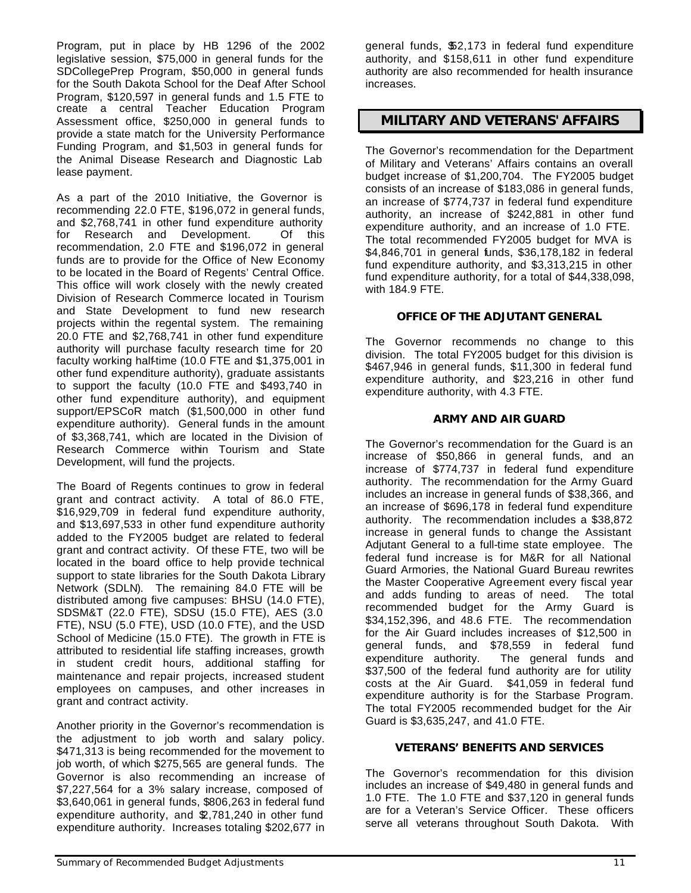Program, put in place by HB 1296 of the 2002 legislative session, $75,000 in general funds for the SDCollegePrep Program, $50,000 in general funds for the South Dakota School for the Deaf After School Program, $120,597 in general funds and 1.5 FTE to create a central Teacher Education Program Assessment office, $250,000 in general funds to provide a state match for the University Performance Funding Program, and $1,503 in general funds for the Animal Disease Research and Diagnostic Lab lease payment.

As a part of the 2010 Initiative, the Governor is recommending 22.0 FTE, $196,072 in general funds, and $2,768,741 in other fund expenditure authority for Research and Development. Of this recommendation, 2.0 FTE and $196,072 in general funds are to provide for the Office of New Economy to be located in the Board of Regents' Central Office. This office will work closely with the newly created Division of Research Commerce located in Tourism and State Development to fund new research projects within the regental system. The remaining 20.0 FTE and $2,768,741 in other fund expenditure authority will purchase faculty research time for 20 faculty working half-time (10.0 FTE and $1,375,001 in other fund expenditure authority), graduate assistants to support the faculty (10.0 FTE and $493,740 in other fund expenditure authority), and equipment support/EPSCoR match ($1,500,000 in other fund expenditure authority). General funds in the amount of $3,368,741, which are located in the Division of Research Commerce within Tourism and State Development, will fund the projects.

The Board of Regents continues to grow in federal grant and contract activity. A total of 86.0 FTE, $16,929,709 in federal fund expenditure authority, and $13,697,533 in other fund expenditure authority added to the FY2005 budget are related to federal grant and contract activity. Of these FTE, two will be located in the board office to help provide technical support to state libraries for the South Dakota Library Network (SDLN). The remaining 84.0 FTE will be distributed among five campuses: BHSU (14.0 FTE), SDSM&T (22.0 FTE), SDSU (15.0 FTE), AES (3.0 FTE), NSU (5.0 FTE), USD (10.0 FTE), and the USD School of Medicine (15.0 FTE). The growth in FTE is attributed to residential life staffing increases, growth in student credit hours, additional staffing for maintenance and repair projects, increased student employees on campuses, and other increases in grant and contract activity.

Another priority in the Governor's recommendation is the adjustment to job worth and salary policy. $471,313 is being recommended for the movement to job worth, of which $275,565 are general funds. The Governor is also recommending an increase of $7,227,564 for a 3% salary increase, composed of $3,640,061 in general funds, $806,263 in federal fund expenditure authority, and $2,781,240 in other fund expenditure authority. Increases totaling $202,677 in general funds, $52,173 in federal fund expenditure authority, and $158,611 in other fund expenditure authority are also recommended for health insurance increases.

## MILITARY AND VETERANS' AFFAIRS

The Governor's recommendation for the Department of Military and Veterans' Affairs contains an overall budget increase of $1,200,704. The FY2005 budget consists of an increase of $183,086 in general funds, an increase of $774,737 in federal fund expenditure authority, an increase of $242,881 in other fund expenditure authority, and an increase of 1.0 FTE. The total recommended FY2005 budget for MVA is $4,846,701 in general funds, $36,178,182 in federal fund expenditure authority, and $3,313,215 in other fund expenditure authority, for a total of $44,338,098, with 184.9 FTE.

### OFFICE OF THE ADJUTANT GENERAL

The Governor recommends no change to this division. The total FY2005 budget for this division is $467,946 in general funds, $11,300 in federal fund expenditure authority, and $23,216 in other fund expenditure authority, with 4.3 FTE.

### ARMY AND AIR GUARD

The Governor's recommendation for the Guard is an increase of $50,866 in general funds, and an increase of $774,737 in federal fund expenditure authority. The recommendation for the Army Guard includes an increase in general funds of $38,366, and an increase of $696,178 in federal fund expenditure authority. The recommendation includes a $38,872 increase in general funds to change the Assistant Adjutant General to a full-time state employee. The federal fund increase is for M&R for all National Guard Armories, the National Guard Bureau rewrites the Master Cooperative Agreement every fiscal year and adds funding to areas of need. The total recommended budget for the Army Guard is $34,152,396, and 48.6 FTE. The recommendation for the Air Guard includes increases of $12,500 in general funds, and $78,559 in federal fund expenditure authority. The general funds and $37,500 of the federal fund authority are for utility costs at the Air Guard. $41,059 in federal fund expenditure authority is for the Starbase Program. The total FY2005 recommended budget for the Air Guard is $3,635,247, and 41.0 FTE.

### VETERANS' BENEFITS AND SERVICES

The Governor's recommendation for this division includes an increase of $49,480 in general funds and 1.0 FTE. The 1.0 FTE and $37,120 in general funds are for a Veteran's Service Officer. These officers serve all veterans throughout South Dakota. With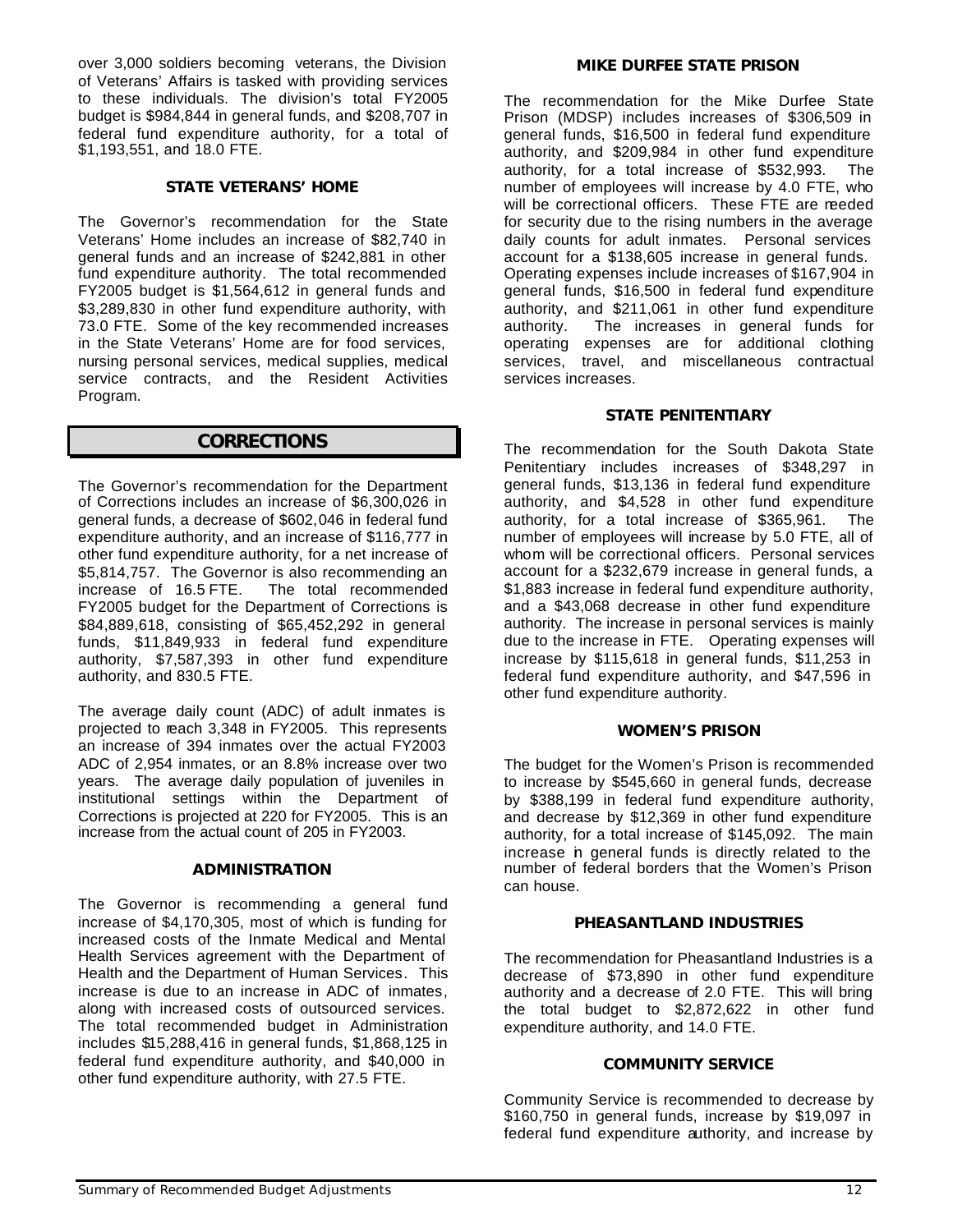over 3,000 soldiers becoming veterans, the Division of Veterans' Affairs is tasked with providing services to these individuals. The division's total FY2005 budget is $984,844 in general funds, and $208,707 in federal fund expenditure authority, for a total of $1,193,551, and 18.0 FTE.

### STATE VETERANS' HOME

The Governor's recommendation for the State Veterans' Home includes an increase of $82,740 in general funds and an increase of $242,881 in other fund expenditure authority. The total recommended FY2005 budget is $1,564,612 in general funds and $3,289,830 in other fund expenditure authority, with 73.0 FTE. Some of the key recommended increases in the State Veterans' Home are for food services, nursing personal services, medical supplies, medical service contracts, and the Resident Activities Program.

## CORRECTIONS

The Governor's recommendation for the Department of Corrections includes an increase of $6,300,026 in general funds, a decrease of $602,046 in federal fund expenditure authority, and an increase of $116,777 in other fund expenditure authority, for a net increase of $5,814,757. The Governor is also recommending an increase of 16.5 FTE. The total recommended FY2005 budget for the Department of Corrections is $84,889,618, consisting of $65,452,292 in general funds, $11,849,933 in federal fund expenditure authority, $7,587,393 in other fund expenditure authority, and 830.5 FTE.

The average daily count (ADC) of adult inmates is projected to reach 3,348 in FY2005. This represents an increase of 394 inmates over the actual FY2003 ADC of 2,954 inmates, or an 8.8% increase over two years. The average daily population of juveniles in institutional settings within the Department of Corrections is projected at 220 for FY2005. This is an increase from the actual count of 205 in FY2003.

### ADMINISTRATION

The Governor is recommending a general fund increase of $4,170,305, most of which is funding for increased costs of the Inmate Medical and Mental Health Services agreement with the Department of Health and the Department of Human Services. This increase is due to an increase in ADC of inmates, along with increased costs of outsourced services. The total recommended budget in Administration includes $15,288,416 in general funds, $1,868,125 in federal fund expenditure authority, and $40,000 in other fund expenditure authority, with 27.5 FTE.

### MIKE DURFEE STATE PRISON

The recommendation for the Mike Durfee State Prison (MDSP) includes increases of $306,509 in general funds, $16,500 in federal fund expenditure authority, and $209,984 in other fund expenditure authority, for a total increase of $532,993. The number of employees will increase by 4.0 FTE, who will be correctional officers. These FTE are needed for security due to the rising numbers in the average daily counts for adult inmates. Personal services account for a $138,605 increase in general funds. Operating expenses include increases of $167,904 in general funds, $16,500 in federal fund expenditure authority, and $211,061 in other fund expenditure authority. The increases in general funds for operating expenses are for additional clothing services, travel, and miscellaneous contractual services increases.

### STATE PENITENTIARY

The recommendation for the South Dakota State Penitentiary includes increases of $348,297 in general funds, $13,136 in federal fund expenditure authority, and $4,528 in other fund expenditure authority, for a total increase of $365,961. The number of employees will increase by 5.0 FTE, all of whom will be correctional officers. Personal services account for a $232,679 increase in general funds, a $1,883 increase in federal fund expenditure authority, and a $43,068 decrease in other fund expenditure authority. The increase in personal services is mainly due to the increase in FTE. Operating expenses will increase by $115,618 in general funds, $11,253 in federal fund expenditure authority, and $47,596 in other fund expenditure authority.

### WOMEN'S PRISON

The budget for the Women's Prison is recommended to increase by $545,660 in general funds, decrease by $388,199 in federal fund expenditure authority, and decrease by $12,369 in other fund expenditure authority, for a total increase of $145,092. The main increase in general funds is directly related to the number of federal borders that the Women's Prison can house.

### PHEASANTLAND INDUSTRIES

The recommendation for Pheasantland Industries is a decrease of $73,890 in other fund expenditure authority and a decrease of 2.0 FTE. This will bring the total budget to $2,872,622 in other fund expenditure authority, and 14.0 FTE.

### COMMUNITY SERVICE

Community Service is recommended to decrease by $160,750 in general funds, increase by $19,097 in federal fund expenditure authority, and increase by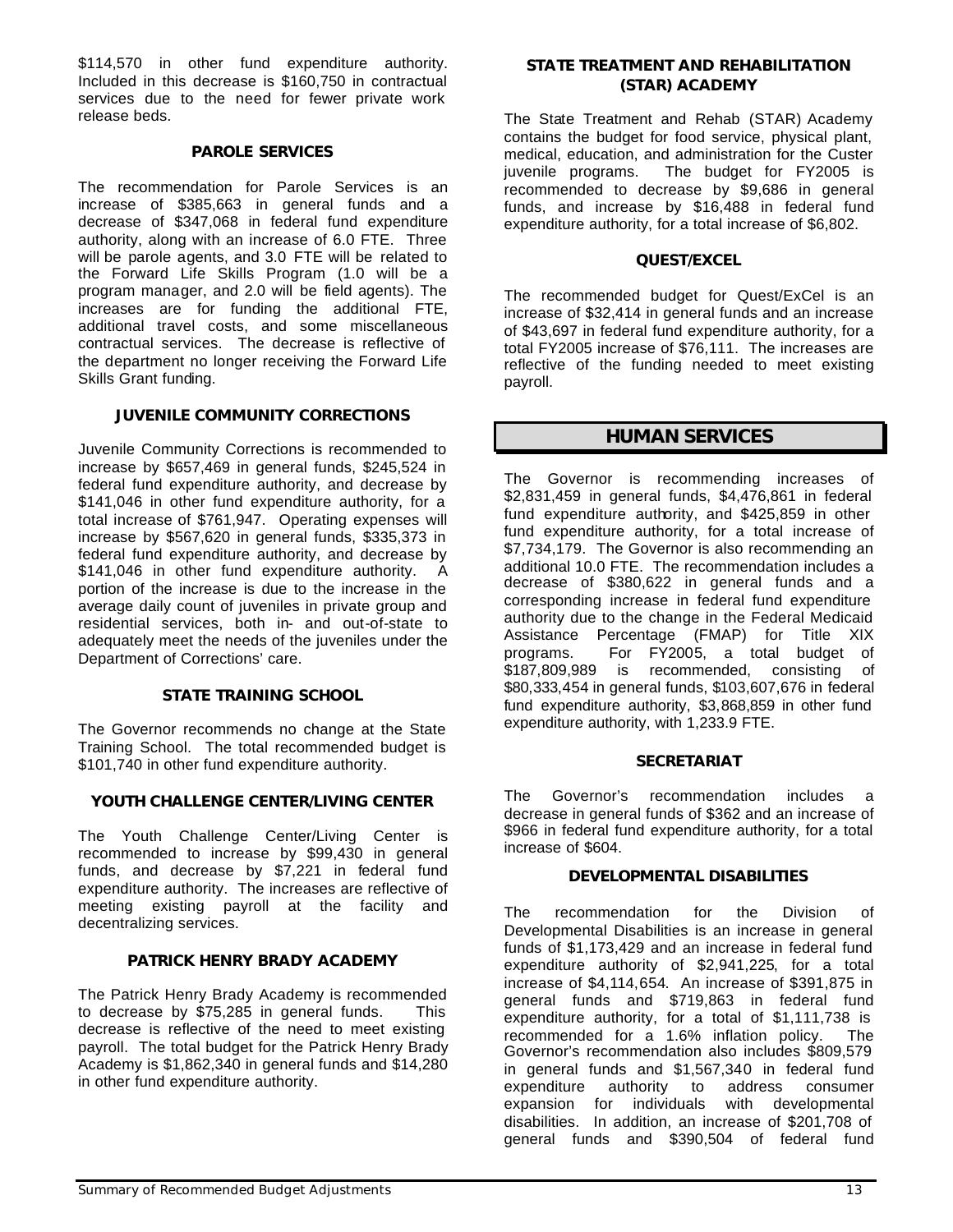$114,570 in other fund expenditure authority. Included in this decrease is $160,750 in contractual services due to the need for fewer private work release beds.

### PAROLE SERVICES

The recommendation for Parole Services is an increase of $385,663 in general funds and a decrease of $347,068 in federal fund expenditure authority, along with an increase of 6.0 FTE. Three will be parole agents, and 3.0 FTE will be related to the Forward Life Skills Program (1.0 will be a program manager, and 2.0 will be field agents). The increases are for funding the additional FTE, additional travel costs, and some miscellaneous contractual services. The decrease is reflective of the department no longer receiving the Forward Life Skills Grant funding.

### JUVENILE COMMUNITY CORRECTIONS

Juvenile Community Corrections is recommended to increase by $657,469 in general funds, $245,524 in federal fund expenditure authority, and decrease by $141,046 in other fund expenditure authority, for a total increase of $761,947. Operating expenses will increase by $567,620 in general funds, $335,373 in federal fund expenditure authority, and decrease by $141,046 in other fund expenditure authority. A portion of the increase is due to the increase in the average daily count of juveniles in private group and residential services, both in- and out-of-state to adequately meet the needs of the juveniles under the Department of Corrections' care.

### STATE TRAINING SCHOOL

The Governor recommends no change at the State Training School. The total recommended budget is $101,740 in other fund expenditure authority.

### YOUTH CHALLENGE CENTER/LIVING CENTER

The Youth Challenge Center/Living Center is recommended to increase by $99,430 in general funds, and decrease by $7,221 in federal fund expenditure authority. The increases are reflective of meeting existing payroll at the facility and decentralizing services.

### PATRICK HENRY BRADY ACADEMY

The Patrick Henry Brady Academy is recommended to decrease by $75,285 in general funds. This decrease is reflective of the need to meet existing payroll. The total budget for the Patrick Henry Brady Academy is $1,862,340 in general funds and $14,280 in other fund expenditure authority.

### STATE TREATMENT AND REHABILITATION (STAR) ACADEMY

The State Treatment and Rehab (STAR) Academy contains the budget for food service, physical plant, medical, education, and administration for the Custer juvenile programs. The budget for FY2005 is recommended to decrease by $9,686 in general funds, and increase by $16,488 in federal fund expenditure authority, for a total increase of $6,802.

### QUEST/EXCEL

The recommended budget for Quest/ExCel is an increase of $32,414 in general funds and an increase of $43,697 in federal fund expenditure authority, for a total FY2005 increase of $76,111. The increases are reflective of the funding needed to meet existing payroll.

## HUMAN SERVICES

The Governor is recommending increases of $2,831,459 in general funds, $4,476,861 in federal fund expenditure authority, and $425,859 in other fund expenditure authority, for a total increase of $7,734,179. The Governor is also recommending an additional 10.0 FTE. The recommendation includes a decrease of $380,622 in general funds and a corresponding increase in federal fund expenditure authority due to the change in the Federal Medicaid Assistance Percentage (FMAP) for Title XIX programs. For FY2005, a total budget of $187,809,989 is recommended, consisting of $80,333,454 in general funds, $103,607,676 in federal fund expenditure authority, $3,868,859 in other fund expenditure authority, with 1,233.9 FTE.

### SECRETARIAT

The Governor's recommendation includes a decrease in general funds of $362 and an increase of $966 in federal fund expenditure authority, for a total increase of $604.

### DEVELOPMENTAL DISABILITIES

The recommendation for the Division of Developmental Disabilities is an increase in general funds of $1,173,429 and an increase in federal fund expenditure authority of $2,941,225, for a total increase of $4,114,654. An increase of $391,875 in general funds and $719,863 in federal fund expenditure authority, for a total of $1,111,738 is recommended for a 1.6% inflation policy. The Governor's recommendation also includes $809,579 in general funds and $1,567,340 in federal fund expenditure authority to address consumer expansion for individuals with developmental disabilities. In addition, an increase of $201,708 of general funds and $390,504 of federal fund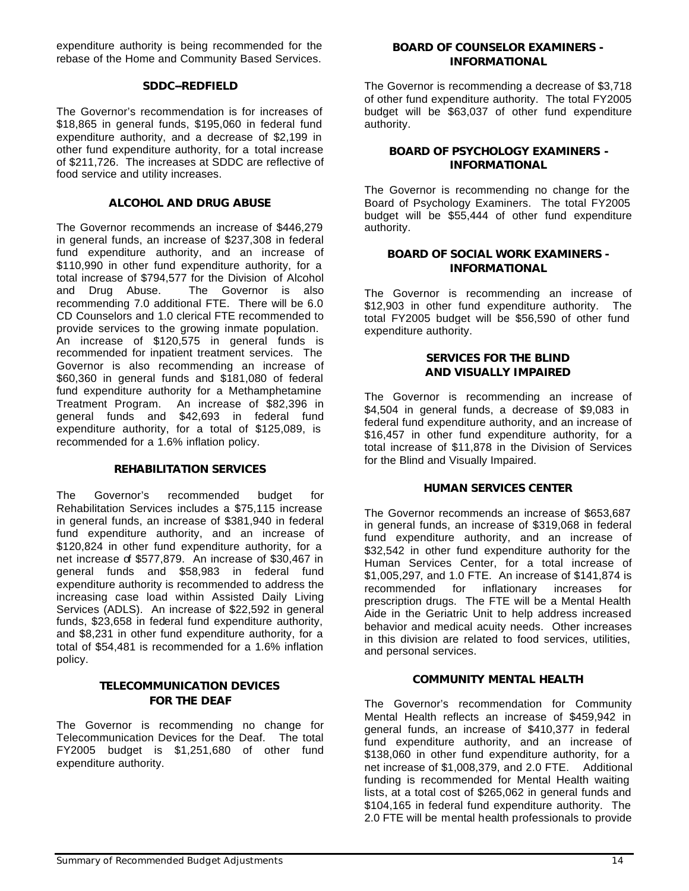expenditure authority is being recommended for the rebase of the Home and Community Based Services.

### SDDC--REDFIELD

The Governor's recommendation is for increases of $18,865 in general funds, $195,060 in federal fund expenditure authority, and a decrease of $2,199 in other fund expenditure authority, for a total increase of $211,726. The increases at SDDC are reflective of food service and utility increases.

### ALCOHOL AND DRUG ABUSE

The Governor recommends an increase of $446,279 in general funds, an increase of $237,308 in federal fund expenditure authority, and an increase of $110,990 in other fund expenditure authority, for a total increase of $794,577 for the Division of Alcohol and Drug Abuse. The Governor is also recommending 7.0 additional FTE. There will be 6.0 CD Counselors and 1.0 clerical FTE recommended to provide services to the growing inmate population. An increase of $120,575 in general funds is recommended for inpatient treatment services. The Governor is also recommending an increase of $60,360 in general funds and $181,080 of federal fund expenditure authority for a Methamphetamine Treatment Program. An increase of $82,396 in general funds and $42,693 in federal fund expenditure authority, for a total of $125,089, is recommended for a 1.6% inflation policy.

### REHABILITATION SERVICES

The Governor's recommended budget for Rehabilitation Services includes a $75,115 increase in general funds, an increase of $381,940 in federal fund expenditure authority, and an increase of $120,824 in other fund expenditure authority, for a net increase of $577,879. An increase of $30,467 in general funds and $58,983 in federal fund expenditure authority is recommended to address the increasing case load within Assisted Daily Living Services (ADLS). An increase of $22,592 in general funds, $23,658 in federal fund expenditure authority, and $8,231 in other fund expenditure authority, for a total of $54,481 is recommended for a 1.6% inflation policy.

### TELECOMMUNICATION DEVICES FOR THE DEAF

The Governor is recommending no change for Telecommunication Devices for the Deaf. The total FY2005 budget is $1,251,680 of other fund expenditure authority.

### BOARD OF COUNSELOR EXAMINERS - INFORMATIONAL

The Governor is recommending a decrease of $3,718 of other fund expenditure authority. The total FY2005 budget will be $63,037 of other fund expenditure authority.

### BOARD OF PSYCHOLOGY EXAMINERS - INFORMATIONAL

The Governor is recommending no change for the Board of Psychology Examiners. The total FY2005 budget will be $55,444 of other fund expenditure authority.

### BOARD OF SOCIAL WORK EXAMINERS - INFORMATIONAL

The Governor is recommending an increase of $12,903 in other fund expenditure authority. The total FY2005 budget will be $56,590 of other fund expenditure authority.

### SERVICES FOR THE BLIND AND VISUALLY IMPAIRED

The Governor is recommending an increase of $4,504 in general funds, a decrease of $9,083 in federal fund expenditure authority, and an increase of $16,457 in other fund expenditure authority, for a total increase of $11,878 in the Division of Services for the Blind and Visually Impaired.

### HUMAN SERVICES CENTER

The Governor recommends an increase of $653,687 in general funds, an increase of $319,068 in federal fund expenditure authority, and an increase of $32,542 in other fund expenditure authority for the Human Services Center, for a total increase of $1,005,297, and 1.0 FTE. An increase of $141,874 is recommended for inflationary increases for prescription drugs. The FTE will be a Mental Health Aide in the Geriatric Unit to help address increased behavior and medical acuity needs. Other increases in this division are related to food services, utilities, and personal services.

### COMMUNITY MENTAL HEALTH

The Governor's recommendation for Community Mental Health reflects an increase of $459,942 in general funds, an increase of $410,377 in federal fund expenditure authority, and an increase of $138,060 in other fund expenditure authority, for a net increase of $1,008,379, and 2.0 FTE. Additional funding is recommended for Mental Health waiting lists, at a total cost of $265,062 in general funds and $104,165 in federal fund expenditure authority. The 2.0 FTE will be mental health professionals to provide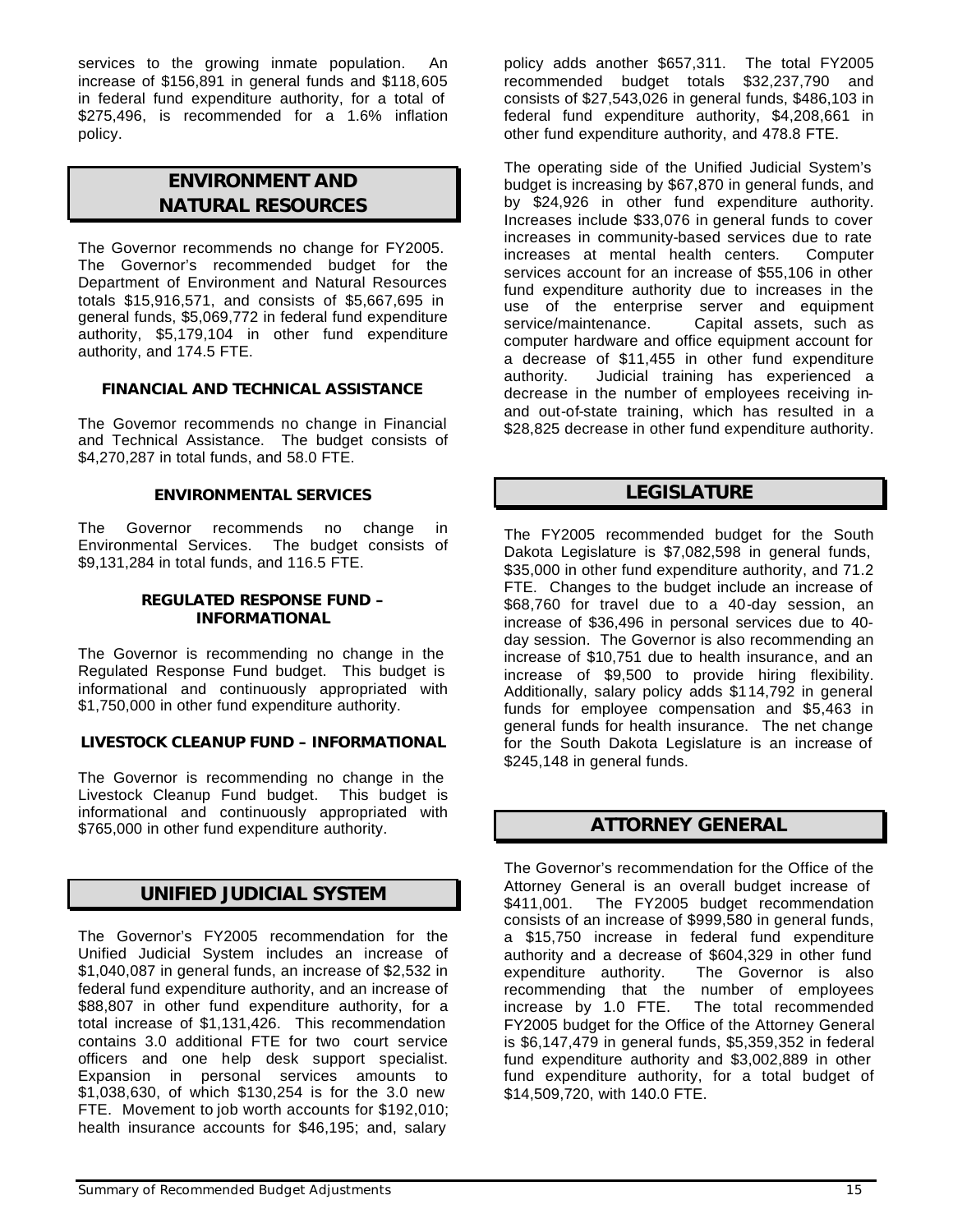services to the growing inmate population. An increase of $156,891 in general funds and $118,605 in federal fund expenditure authority, for a total of $275,496, is recommended for a 1.6% inflation policy.

## ENVIRONMENT AND NATURAL RESOURCES

The Governor recommends no change for FY2005. The Governor's recommended budget for the Department of Environment and Natural Resources totals $15,916,571, and consists of $5,667,695 in general funds, $5,069,772 in federal fund expenditure authority, $5,179,104 in other fund expenditure authority, and 174.5 FTE.

### FINANCIAL AND TECHNICAL ASSISTANCE

The Governor recommends no change in Financial and Technical Assistance. The budget consists of $4,270,287 in total funds, and 58.0 FTE.

### ENVIRONMENTAL SERVICES

The Governor recommends no change in Environmental Services. The budget consists of $9,131,284 in total funds, and 116.5 FTE.

### REGULATED RESPONSE FUND – INFORMATIONAL

The Governor is recommending no change in the Regulated Response Fund budget. This budget is informational and continuously appropriated with $1,750,000 in other fund expenditure authority.

### LIVESTOCK CLEANUP FUND – INFORMATIONAL

The Governor is recommending no change in the Livestock Cleanup Fund budget. This budget is informational and continuously appropriated with $765,000 in other fund expenditure authority.

## UNIFIED JUDICIAL SYSTEM

The Governor's FY2005 recommendation for the Unified Judicial System includes an increase of $1,040,087 in general funds, an increase of $2,532 in federal fund expenditure authority, and an increase of $88,807 in other fund expenditure authority, for a total increase of $1,131,426. This recommendation contains 3.0 additional FTE for two court service officers and one help desk support specialist. Expansion in personal services amounts to $1,038,630, of which $130,254 is for the 3.0 new FTE. Movement to job worth accounts for $192,010; health insurance accounts for $46,195; and, salary policy adds another $657,311. The total FY2005 recommended budget totals $32,237,790 and consists of $27,543,026 in general funds, $486,103 in federal fund expenditure authority, $4,208,661 in other fund expenditure authority, and 478.8 FTE.

The operating side of the Unified Judicial System's budget is increasing by $67,870 in general funds, and by $24,926 in other fund expenditure authority. Increases include $33,076 in general funds to cover increases in community-based services due to rate increases at mental health centers. Computer services account for an increase of $55,106 in other fund expenditure authority due to increases in the use of the enterprise server and equipment service/maintenance. Capital assets, such as computer hardware and office equipment account for a decrease of $11,455 in other fund expenditure authority. Judicial training has experienced a decrease in the number of employees receiving in- and out-of-state training, which has resulted in a $28,825 decrease in other fund expenditure authority.

## LEGISLATURE

The FY2005 recommended budget for the South Dakota Legislature is $7,082,598 in general funds, $35,000 in other fund expenditure authority, and 71.2 FTE. Changes to the budget include an increase of $68,760 for travel due to a 40-day session, an increase of $36,496 in personal services due to 40-day session. The Governor is also recommending an increase of $10,751 due to health insurance, and an increase of $9,500 to provide hiring flexibility. Additionally, salary policy adds $114,792 in general funds for employee compensation and $5,463 in general funds for health insurance. The net change for the South Dakota Legislature is an increase of $245,148 in general funds.

## ATTORNEY GENERAL

The Governor's recommendation for the Office of the Attorney General is an overall budget increase of $411,001. The FY2005 budget recommendation consists of an increase of $999,580 in general funds, a $15,750 increase in federal fund expenditure authority and a decrease of $604,329 in other fund expenditure authority. The Governor is also recommending that the number of employees increase by 1.0 FTE. The total recommended FY2005 budget for the Office of the Attorney General is $6,147,479 in general funds, $5,359,352 in federal fund expenditure authority and $3,002,889 in other fund expenditure authority, for a total budget of $14,509,720, with 140.0 FTE.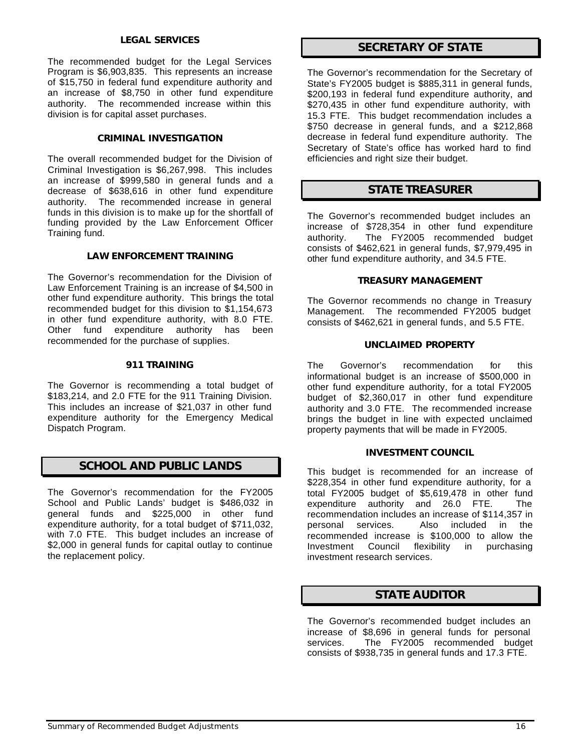### LEGAL SERVICES

The recommended budget for the Legal Services Program is $6,903,835. This represents an increase of $15,750 in federal fund expenditure authority and an increase of $8,750 in other fund expenditure authority. The recommended increase within this division is for capital asset purchases.

### CRIMINAL INVESTIGATION

The overall recommended budget for the Division of Criminal Investigation is $6,267,998. This includes an increase of $999,580 in general funds and a decrease of $638,616 in other fund expenditure authority. The recommended increase in general funds in this division is to make up for the shortfall of funding provided by the Law Enforcement Officer Training fund.

### LAW ENFORCEMENT TRAINING

The Governor's recommendation for the Division of Law Enforcement Training is an increase of $4,500 in other fund expenditure authority. This brings the total recommended budget for this division to $1,154,673 in other fund expenditure authority, with 8.0 FTE. Other fund expenditure authority has been recommended for the purchase of supplies.

### 911 TRAINING

The Governor is recommending a total budget of $183,214, and 2.0 FTE for the 911 Training Division. This includes an increase of $21,037 in other fund expenditure authority for the Emergency Medical Dispatch Program.

## SCHOOL AND PUBLIC LANDS

The Governor's recommendation for the FY2005 School and Public Lands' budget is $486,032 in general funds and $225,000 in other fund expenditure authority, for a total budget of $711,032, with 7.0 FTE. This budget includes an increase of $2,000 in general funds for capital outlay to continue the replacement policy.

## SECRETARY OF STATE

The Governor's recommendation for the Secretary of State's FY2005 budget is $885,311 in general funds, $200,193 in federal fund expenditure authority, and $270,435 in other fund expenditure authority, with 15.3 FTE. This budget recommendation includes a $750 decrease in general funds, and a $212,868 decrease in federal fund expenditure authority. The Secretary of State's office has worked hard to find efficiencies and right size their budget.

## STATE TREASURER

The Governor's recommended budget includes an increase of $728,354 in other fund expenditure authority. The FY2005 recommended budget consists of $462,621 in general funds, $7,979,495 in other fund expenditure authority, and 34.5 FTE.

### TREASURY MANAGEMENT

The Governor recommends no change in Treasury Management. The recommended FY2005 budget consists of $462,621 in general funds, and 5.5 FTE.

### UNCLAIMED PROPERTY

The Governor's recommendation for this informational budget is an increase of $500,000 in other fund expenditure authority, for a total FY2005 budget of $2,360,017 in other fund expenditure authority and 3.0 FTE. The recommended increase brings the budget in line with expected unclaimed property payments that will be made in FY2005.

### INVESTMENT COUNCIL

This budget is recommended for an increase of $228,354 in other fund expenditure authority, for a total FY2005 budget of $5,619,478 in other fund expenditure authority and 26.0 FTE. The recommendation includes an increase of $114,357 in personal services. Also included in the recommended increase is $100,000 to allow the Investment Council flexibility in purchasing investment research services.

## STATE AUDITOR

The Governor's recommended budget includes an increase of $8,696 in general funds for personal services. The FY2005 recommended budget consists of $938,735 in general funds and 17.3 FTE.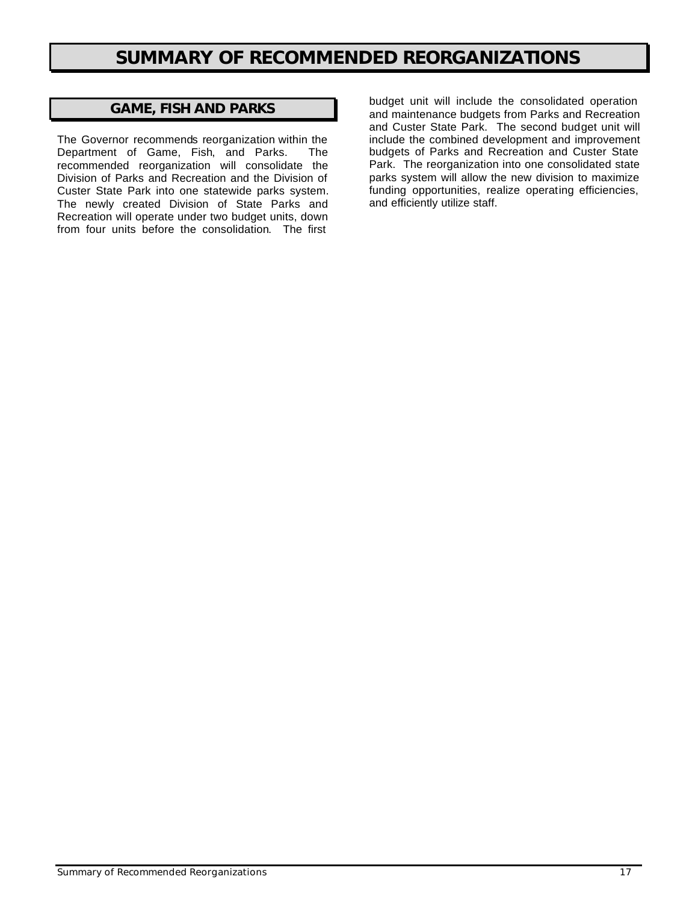# SUMMARY OF RECOMMENDED REORGANIZATIONS

## GAME, FISH AND PARKS

The Governor recommends reorganization within the Department of Game, Fish, and Parks. The recommended reorganization will consolidate the Division of Parks and Recreation and the Division of Custer State Park into one statewide parks system. The newly created Division of State Parks and Recreation will operate under two budget units, down from four units before the consolidation. The first budget unit will include the consolidated operation and maintenance budgets from Parks and Recreation and Custer State Park. The second budget unit will include the combined development and improvement budgets of Parks and Recreation and Custer State Park. The reorganization into one consolidated state parks system will allow the new division to maximize funding opportunities, realize operating efficiencies, and efficiently utilize staff.